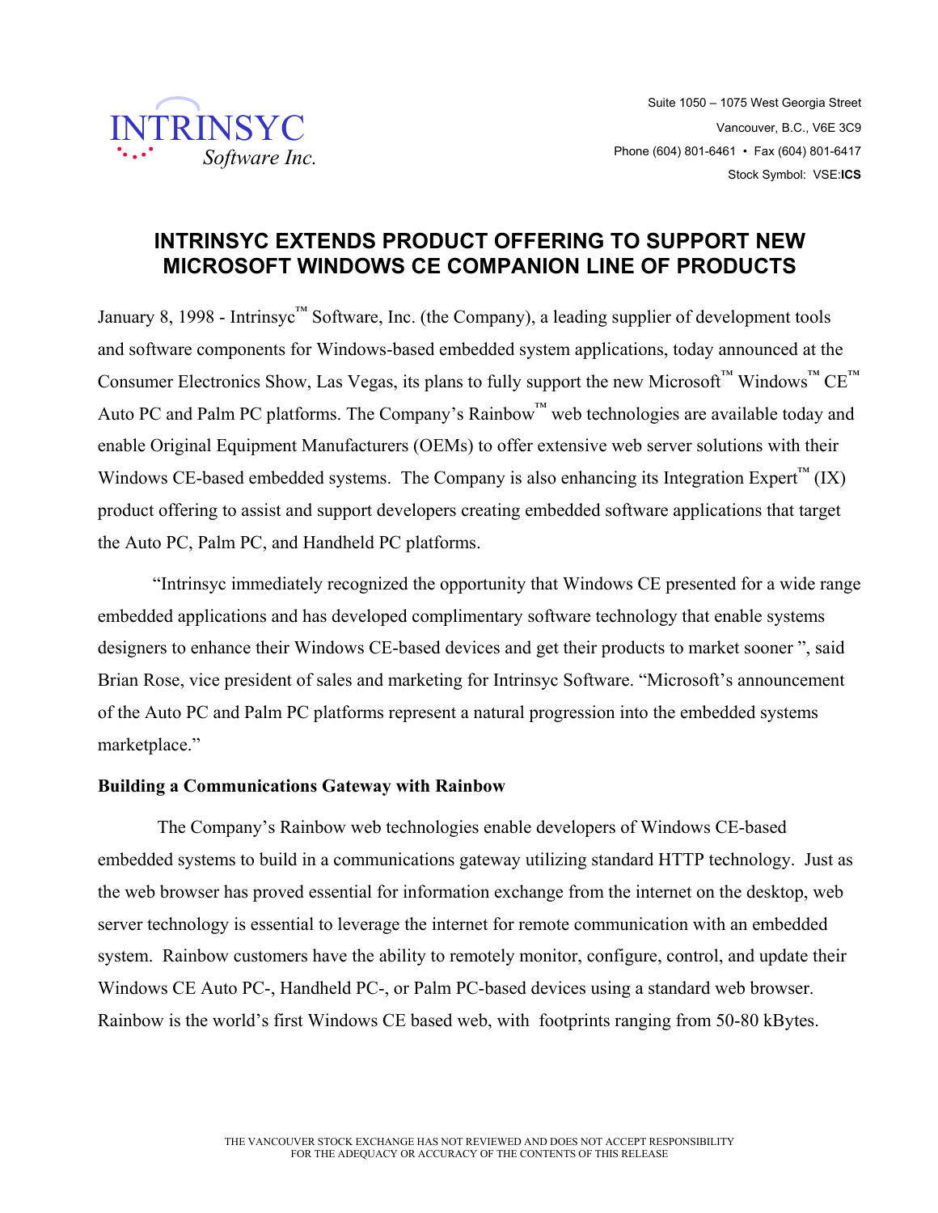INTRINSYC Software Inc.

Suite 1050 – 1075 West Georgia Street
Vancouver, B.C., V6E 3C9
Phone (604) 801-6461 • Fax (604) 801-6417
Stock Symbol: VSE:**ICS**

# INTRINSYC EXTENDS PRODUCT OFFERING TO SUPPORT NEW MICROSOFT WINDOWS CE COMPANION LINE OF PRODUCTS

January 8, 1998 - Intrinsyc™ Software, Inc. (the Company), a leading supplier of development tools and software components for Windows-based embedded system applications, today announced at the Consumer Electronics Show, Las Vegas, its plans to fully support the new Microsoft™ Windows™ CE™ Auto PC and Palm PC platforms. The Company's Rainbow™ web technologies are available today and enable Original Equipment Manufacturers (OEMs) to offer extensive web server solutions with their Windows CE-based embedded systems. The Company is also enhancing its Integration Expert™ (IX) product offering to assist and support developers creating embedded software applications that target the Auto PC, Palm PC, and Handheld PC platforms.

"Intrinsyc immediately recognized the opportunity that Windows CE presented for a wide range embedded applications and has developed complimentary software technology that enable systems designers to enhance their Windows CE-based devices and get their products to market sooner ", said Brian Rose, vice president of sales and marketing for Intrinsyc Software. "Microsoft's announcement of the Auto PC and Palm PC platforms represent a natural progression into the embedded systems marketplace."

**Building a Communications Gateway with Rainbow**

The Company's Rainbow web technologies enable developers of Windows CE-based embedded systems to build in a communications gateway utilizing standard HTTP technology. Just as the web browser has proved essential for information exchange from the internet on the desktop, web server technology is essential to leverage the internet for remote communication with an embedded system. Rainbow customers have the ability to remotely monitor, configure, control, and update their Windows CE Auto PC-, Handheld PC-, or Palm PC-based devices using a standard web browser. Rainbow is the world's first Windows CE based web, with footprints ranging from 50-80 kBytes.

THE VANCOUVER STOCK EXCHANGE HAS NOT REVIEWED AND DOES NOT ACCEPT RESPONSIBILITY FOR THE ADEQUACY OR ACCURACY OF THE CONTENTS OF THIS RELEASE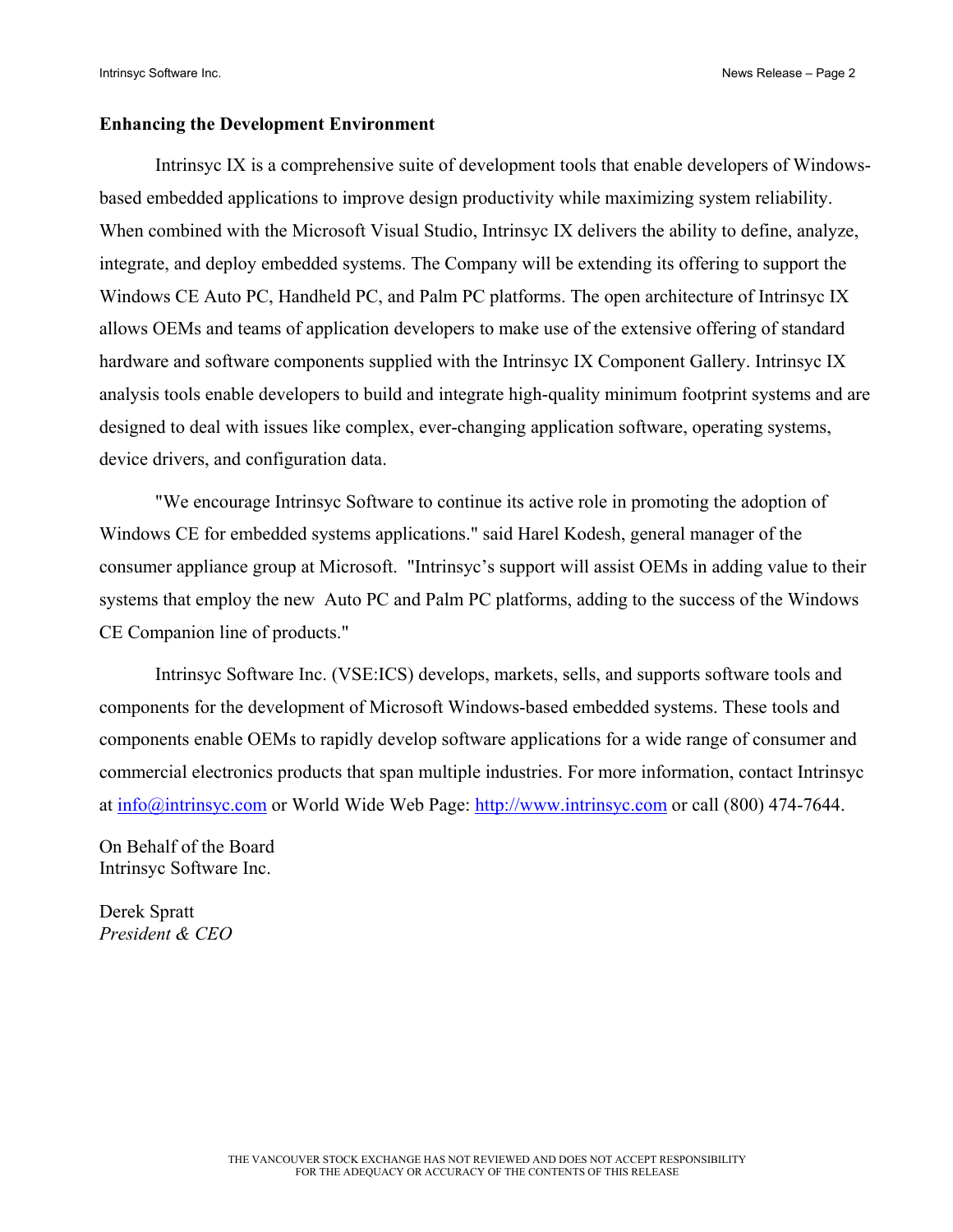## Enhancing the Development Environment

Intrinsyc IX is a comprehensive suite of development tools that enable developers of Windows-based embedded applications to improve design productivity while maximizing system reliability. When combined with the Microsoft Visual Studio, Intrinsyc IX delivers the ability to define, analyze, integrate, and deploy embedded systems. The Company will be extending its offering to support the Windows CE Auto PC, Handheld PC, and Palm PC platforms. The open architecture of Intrinsyc IX allows OEMs and teams of application developers to make use of the extensive offering of standard hardware and software components supplied with the Intrinsyc IX Component Gallery. Intrinsyc IX analysis tools enable developers to build and integrate high-quality minimum footprint systems and are designed to deal with issues like complex, ever-changing application software, operating systems, device drivers, and configuration data.

"We encourage Intrinsyc Software to continue its active role in promoting the adoption of Windows CE for embedded systems applications." said Harel Kodesh, general manager of the consumer appliance group at Microsoft. "Intrinsyc's support will assist OEMs in adding value to their systems that employ the new Auto PC and Palm PC platforms, adding to the success of the Windows CE Companion line of products."

Intrinsyc Software Inc. (VSE:ICS) develops, markets, sells, and supports software tools and components for the development of Microsoft Windows-based embedded systems. These tools and components enable OEMs to rapidly develop software applications for a wide range of consumer and commercial electronics products that span multiple industries. For more information, contact Intrinsyc at info@intrinsyc.com or World Wide Web Page: http://www.intrinsyc.com or call (800) 474-7644.

On Behalf of the Board
Intrinsyc Software Inc.

Derek Spratt
*President & CEO*

THE VANCOUVER STOCK EXCHANGE HAS NOT REVIEWED AND DOES NOT ACCEPT RESPONSIBILITY FOR THE ADEQUACY OR ACCURACY OF THE CONTENTS OF THIS RELEASE